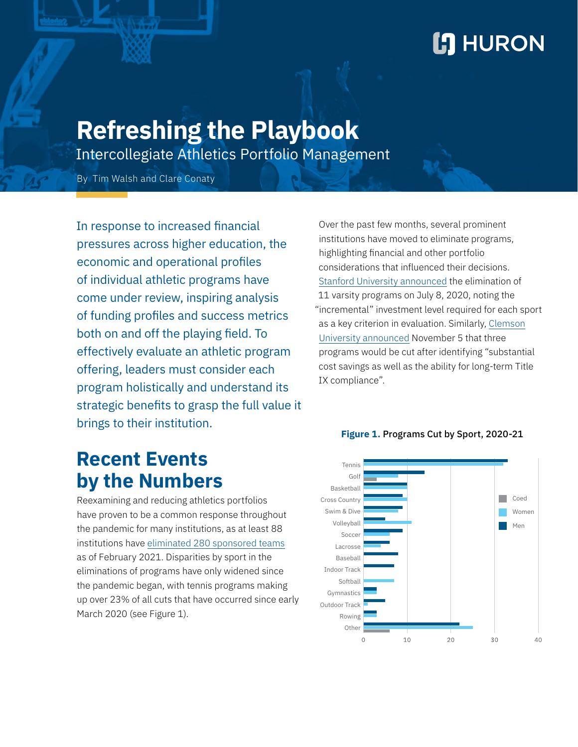# Refreshing the Playbook

## Intercollegiate Athletics Portfolio Management

By Tim Walsh and Clare Conaty

In response to increased financial pressures across higher education, the economic and operational profiles of individual athletic programs have come under review, inspiring analysis of funding profiles and success metrics both on and off the playing field. To effectively evaluate an athletic program offering, leaders must consider each program holistically and understand its strategic benefits to grasp the full value it brings to their institution.

## Recent Events by the Numbers

Reexamining and reducing athletics portfolios have proven to be a common response throughout the pandemic for many institutions, as at least 88 institutions have eliminated 280 sponsored teams as of February 2021. Disparities by sport in the eliminations of programs have only widened since the pandemic began, with tennis programs making up over 23% of all cuts that have occurred since early March 2020 (see Figure 1).

Over the past few months, several prominent institutions have moved to eliminate programs, highlighting financial and other portfolio considerations that influenced their decisions. Stanford University announced the elimination of 11 varsity programs on July 8, 2020, noting the "incremental" investment level required for each sport as a key criterion in evaluation. Similarly, Clemson University announced November 5 that three programs would be cut after identifying "substantial cost savings as well as the ability for long-term Title IX compliance".

**Figure 1.** Programs Cut by Sport, 2020-21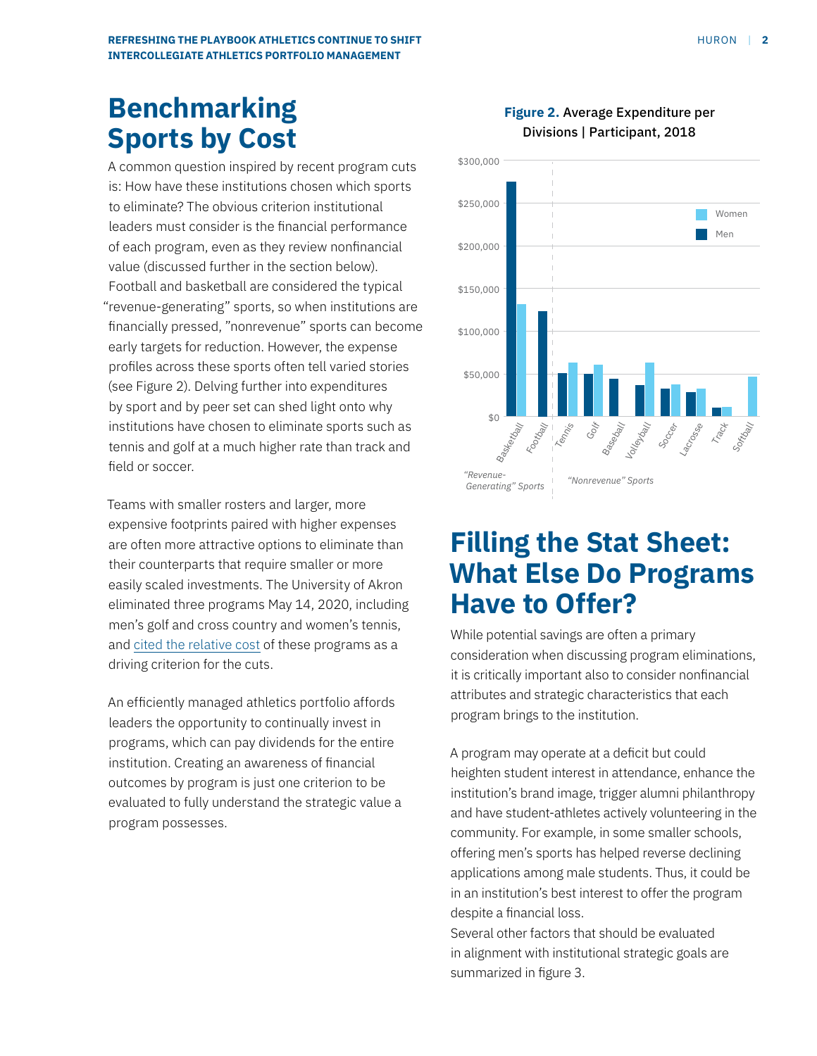# Benchmarking Sports by Cost

A common question inspired by recent program cuts is: How have these institutions chosen which sports to eliminate? The obvious criterion institutional leaders must consider is the financial performance of each program, even as they review nonfinancial value (discussed further in the section below). Football and basketball are considered the typical "revenue-generating" sports, so when institutions are financially pressed, "nonrevenue" sports can become early targets for reduction. However, the expense profiles across these sports often tell varied stories (see Figure 2). Delving further into expenditures by sport and by peer set can shed light onto why institutions have chosen to eliminate sports such as tennis and golf at a much higher rate than track and field or soccer.

Teams with smaller rosters and larger, more expensive footprints paired with higher expenses are often more attractive options to eliminate than their counterparts that require smaller or more easily scaled investments. The University of Akron eliminated three programs May 14, 2020, including men's golf and cross country and women's tennis, and cited the relative cost of these programs as a driving criterion for the cuts.

An efficiently managed athletics portfolio affords leaders the opportunity to continually invest in programs, which can pay dividends for the entire institution. Creating an awareness of financial outcomes by program is just one criterion to be evaluated to fully understand the strategic value a program possesses.

**Figure 2.** Average Expenditure per Divisions | Participant, 2018

# Filling the Stat Sheet: What Else Do Programs Have to Offer?

While potential savings are often a primary consideration when discussing program eliminations, it is critically important also to consider nonfinancial attributes and strategic characteristics that each program brings to the institution.

A program may operate at a deficit but could heighten student interest in attendance, enhance the institution's brand image, trigger alumni philanthropy and have student-athletes actively volunteering in the community. For example, in some smaller schools, offering men's sports has helped reverse declining applications among male students. Thus, it could be in an institution's best interest to offer the program despite a financial loss.
Several other factors that should be evaluated in alignment with institutional strategic goals are summarized in figure 3.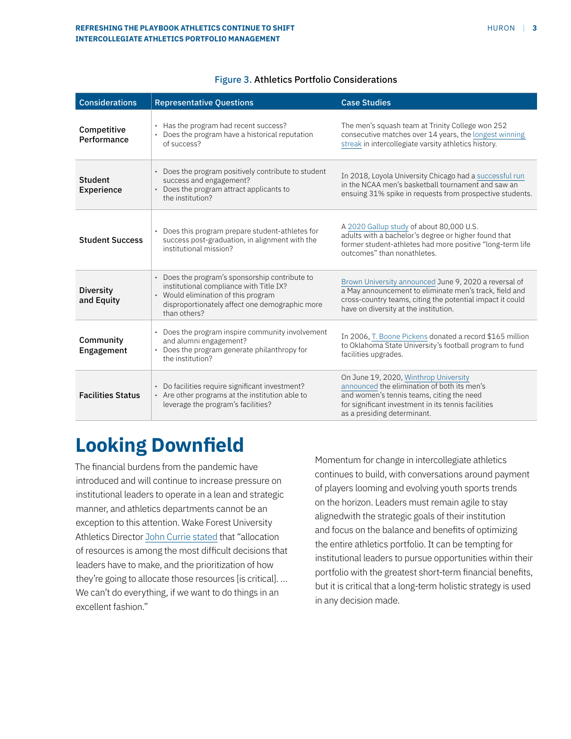Figure 3. Athletics Portfolio Considerations

| Considerations | Representative Questions | Case Studies |
| --- | --- | --- |
| Competitive Performance | • Has the program had recent success?<br>• Does the program have a historical reputation of success? | The men's squash team at Trinity College won 252 consecutive matches over 14 years, the longest winning streak in intercollegiate varsity athletics history. |
| Student Experience | • Does the program positively contribute to student success and engagement?<br>• Does the program attract applicants to the institution? | In 2018, Loyola University Chicago had a successful run in the NCAA men's basketball tournament and saw an ensuing 31% spike in requests from prospective students. |
| Student Success | • Does this program prepare student-athletes for success post-graduation, in alignment with the institutional mission? | A 2020 Gallup study of about 80,000 U.S. adults with a bachelor's degree or higher found that former student-athletes had more positive "long-term life outcomes" than nonathletes. |
| Diversity and Equity | • Does the program's sponsorship contribute to institutional compliance with Title IX?<br>• Would elimination of this program disproportionately affect one demographic more than others? | Brown University announced June 9, 2020 a reversal of a May announcement to eliminate men's track, field and cross-country teams, citing the potential impact it could have on diversity at the institution. |
| Community Engagement | • Does the program inspire community involvement and alumni engagement?<br>• Does the program generate philanthropy for the institution? | In 2006, T. Boone Pickens donated a record $165 million to Oklahoma State University's football program to fund facilities upgrades. |
| Facilities Status | • Do facilities require significant investment?<br>• Are other programs at the institution able to leverage the program's facilities? | On June 19, 2020, Winthrop University announced the elimination of both its men's and women's tennis teams, citing the need for significant investment in its tennis facilities as a presiding determinant. |

## Looking Downfield

The financial burdens from the pandemic have introduced and will continue to increase pressure on institutional leaders to operate in a lean and strategic manner, and athletics departments cannot be an exception to this attention. Wake Forest University Athletics Director John Currie stated that "allocation of resources is among the most difficult decisions that leaders have to make, and the prioritization of how they're going to allocate those resources [is critical]. … We can't do everything, if we want to do things in an excellent fashion."

Momentum for change in intercollegiate athletics continues to build, with conversations around payment of players looming and evolving youth sports trends on the horizon. Leaders must remain agile to stay alignedwith the strategic goals of their institution and focus on the balance and benefits of optimizing the entire athletics portfolio. It can be tempting for institutional leaders to pursue opportunities within their portfolio with the greatest short-term financial benefits, but it is critical that a long-term holistic strategy is used in any decision made.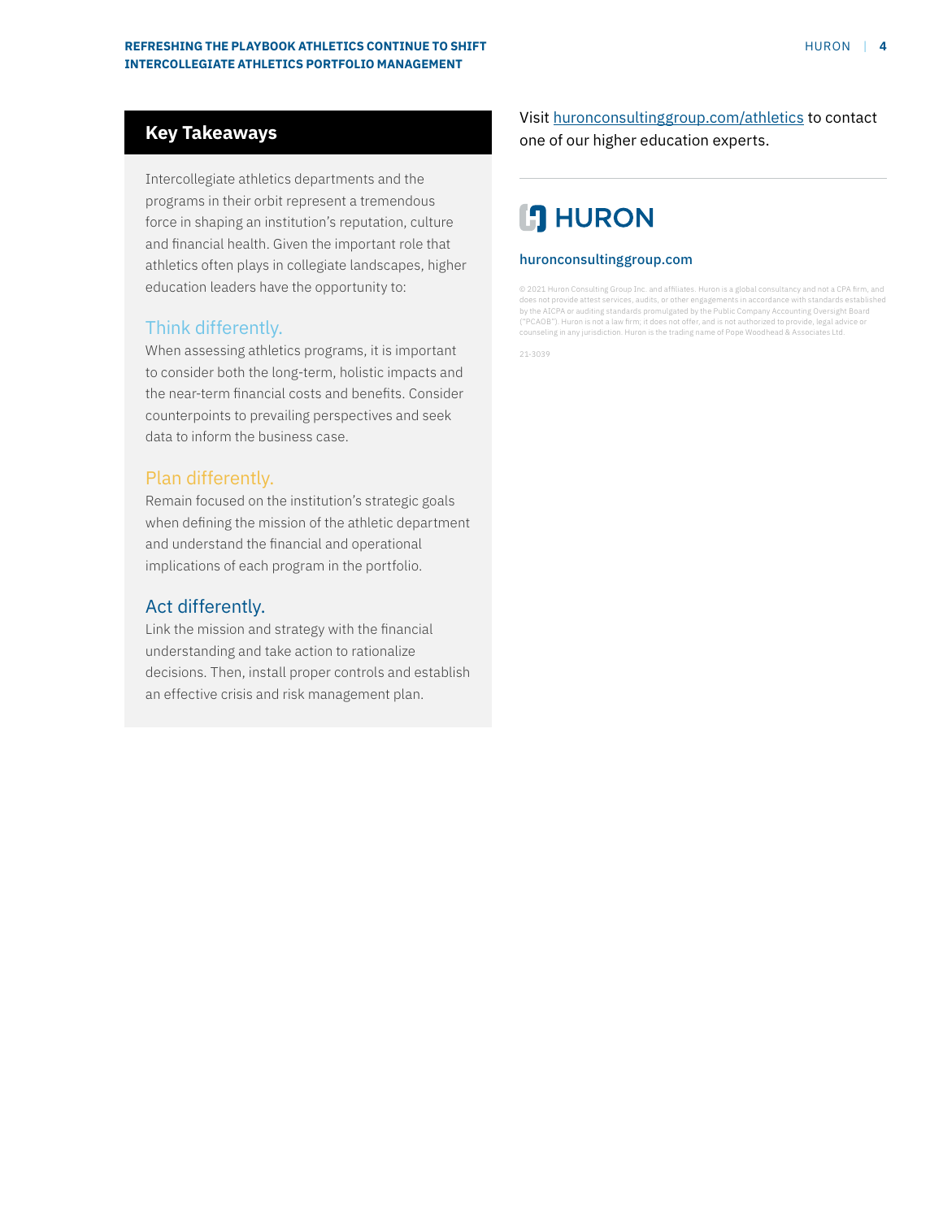## Key Takeaways

Intercollegiate athletics departments and the programs in their orbit represent a tremendous force in shaping an institution's reputation, culture and financial health. Given the important role that athletics often plays in collegiate landscapes, higher education leaders have the opportunity to:

### Think differently.

When assessing athletics programs, it is important to consider both the long-term, holistic impacts and the near-term financial costs and benefits. Consider counterpoints to prevailing perspectives and seek data to inform the business case.

### Plan differently.

Remain focused on the institution's strategic goals when defining the mission of the athletic department and understand the financial and operational implications of each program in the portfolio.

### Act differently.

Link the mission and strategy with the financial understanding and take action to rationalize decisions. Then, install proper controls and establish an effective crisis and risk management plan.

Visit huronconsultinggroup.com/athletics to contact one of our higher education experts.

---

HURON

huronconsultinggroup.com

© 2021 Huron Consulting Group Inc. and affiliates. Huron is a global consultancy and not a CPA firm, and does not provide attest services, audits, or other engagements in accordance with standards established by the AICPA or auditing standards promulgated by the Public Company Accounting Oversight Board ("PCAOB"). Huron is not a law firm; it does not offer, and is not authorized to provide, legal advice or counseling in any jurisdiction. Huron is the trading name of Pope Woodhead & Associates Ltd.

21-3039